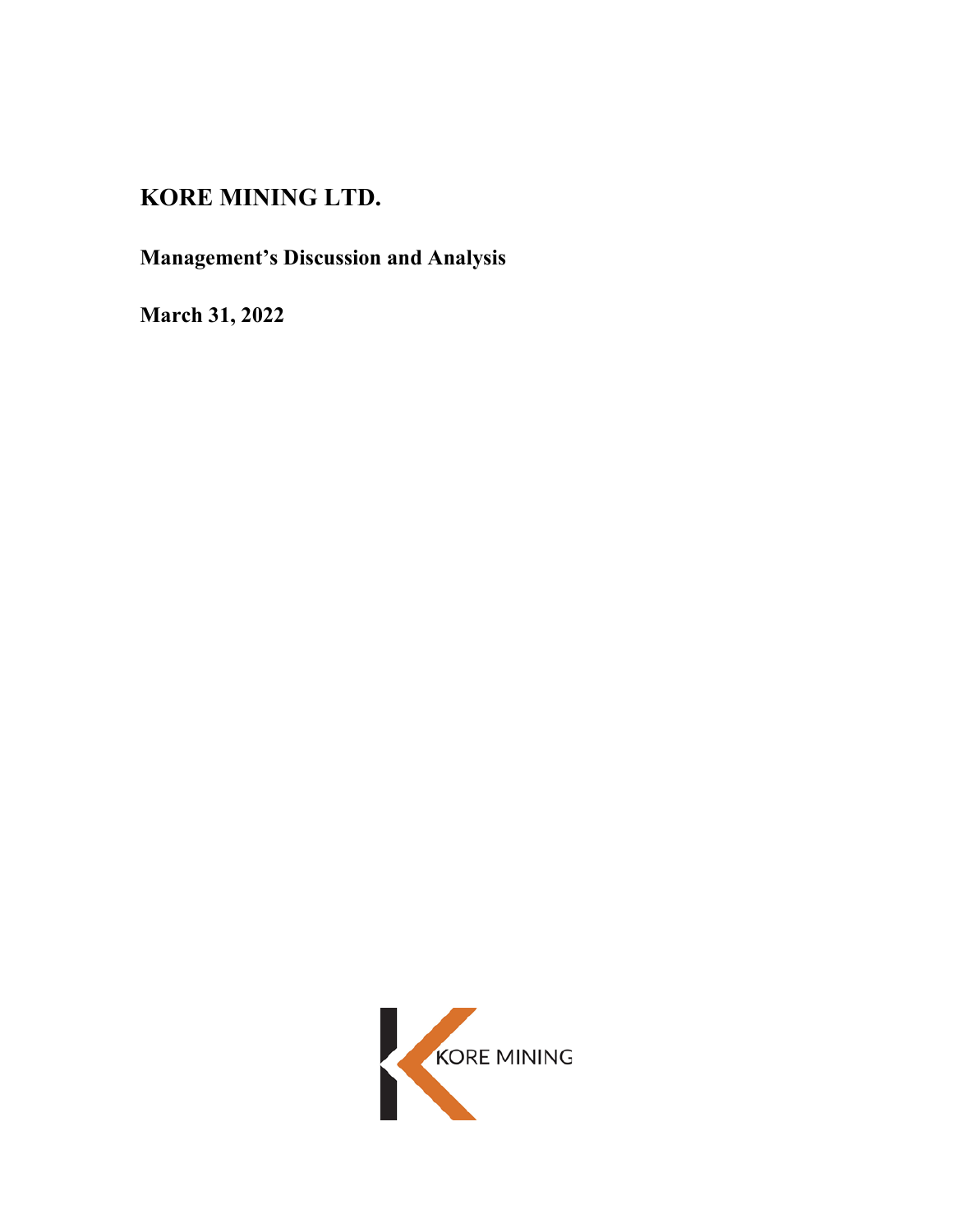# KORE MINING LTD.

## Management's Discussion and Analysis

## March 31, 2022

KORE MINING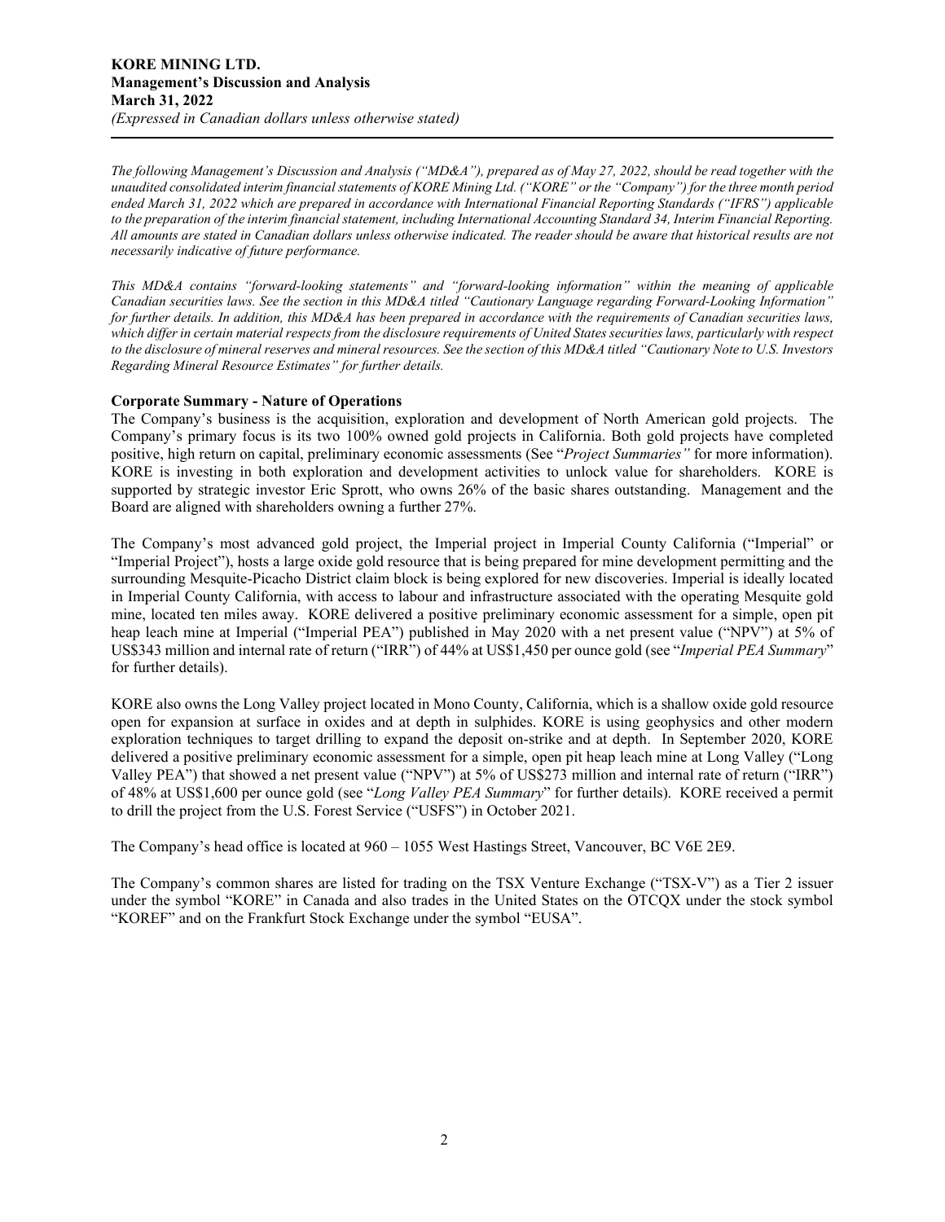*The following Management's Discussion and Analysis ("MD&A"), prepared as of May 27, 2022, should be read together with the unaudited consolidated interim financial statements of KORE Mining Ltd. ("KORE" or the "Company") for the three month period ended March 31, 2022 which are prepared in accordance with International Financial Reporting Standards ("IFRS") applicable to the preparation of the interim financial statement, including International Accounting Standard 34, Interim Financial Reporting. All amounts are stated in Canadian dollars unless otherwise indicated. The reader should be aware that historical results are not necessarily indicative of future performance.*

*This MD&A contains "forward-looking statements" and "forward-looking information" within the meaning of applicable Canadian securities laws. See the section in this MD&A titled "Cautionary Language regarding Forward-Looking Information" for further details. In addition, this MD&A has been prepared in accordance with the requirements of Canadian securities laws, which differ in certain material respects from the disclosure requirements of United States securities laws, particularly with respect to the disclosure of mineral reserves and mineral resources. See the section of this MD&A titled "Cautionary Note to U.S. Investors Regarding Mineral Resource Estimates" for further details.*

## Corporate Summary - Nature of Operations

The Company's business is the acquisition, exploration and development of North American gold projects. The Company's primary focus is its two 100% owned gold projects in California. Both gold projects have completed positive, high return on capital, preliminary economic assessments (See "*Project Summaries"* for more information). KORE is investing in both exploration and development activities to unlock value for shareholders. KORE is supported by strategic investor Eric Sprott, who owns 26% of the basic shares outstanding. Management and the Board are aligned with shareholders owning a further 27%.

The Company's most advanced gold project, the Imperial project in Imperial County California ("Imperial" or "Imperial Project"), hosts a large oxide gold resource that is being prepared for mine development permitting and the surrounding Mesquite-Picacho District claim block is being explored for new discoveries. Imperial is ideally located in Imperial County California, with access to labour and infrastructure associated with the operating Mesquite gold mine, located ten miles away. KORE delivered a positive preliminary economic assessment for a simple, open pit heap leach mine at Imperial ("Imperial PEA") published in May 2020 with a net present value ("NPV") at 5% of US$343 million and internal rate of return ("IRR") of 44% at US$1,450 per ounce gold (see "*Imperial PEA Summary*" for further details).

KORE also owns the Long Valley project located in Mono County, California, which is a shallow oxide gold resource open for expansion at surface in oxides and at depth in sulphides. KORE is using geophysics and other modern exploration techniques to target drilling to expand the deposit on-strike and at depth. In September 2020, KORE delivered a positive preliminary economic assessment for a simple, open pit heap leach mine at Long Valley ("Long Valley PEA") that showed a net present value ("NPV") at 5% of US$273 million and internal rate of return ("IRR") of 48% at US$1,600 per ounce gold (see "*Long Valley PEA Summary*" for further details). KORE received a permit to drill the project from the U.S. Forest Service ("USFS") in October 2021.

The Company's head office is located at 960 – 1055 West Hastings Street, Vancouver, BC V6E 2E9.

The Company's common shares are listed for trading on the TSX Venture Exchange ("TSX-V") as a Tier 2 issuer under the symbol "KORE" in Canada and also trades in the United States on the OTCQX under the stock symbol "KOREF" and on the Frankfurt Stock Exchange under the symbol "EUSA".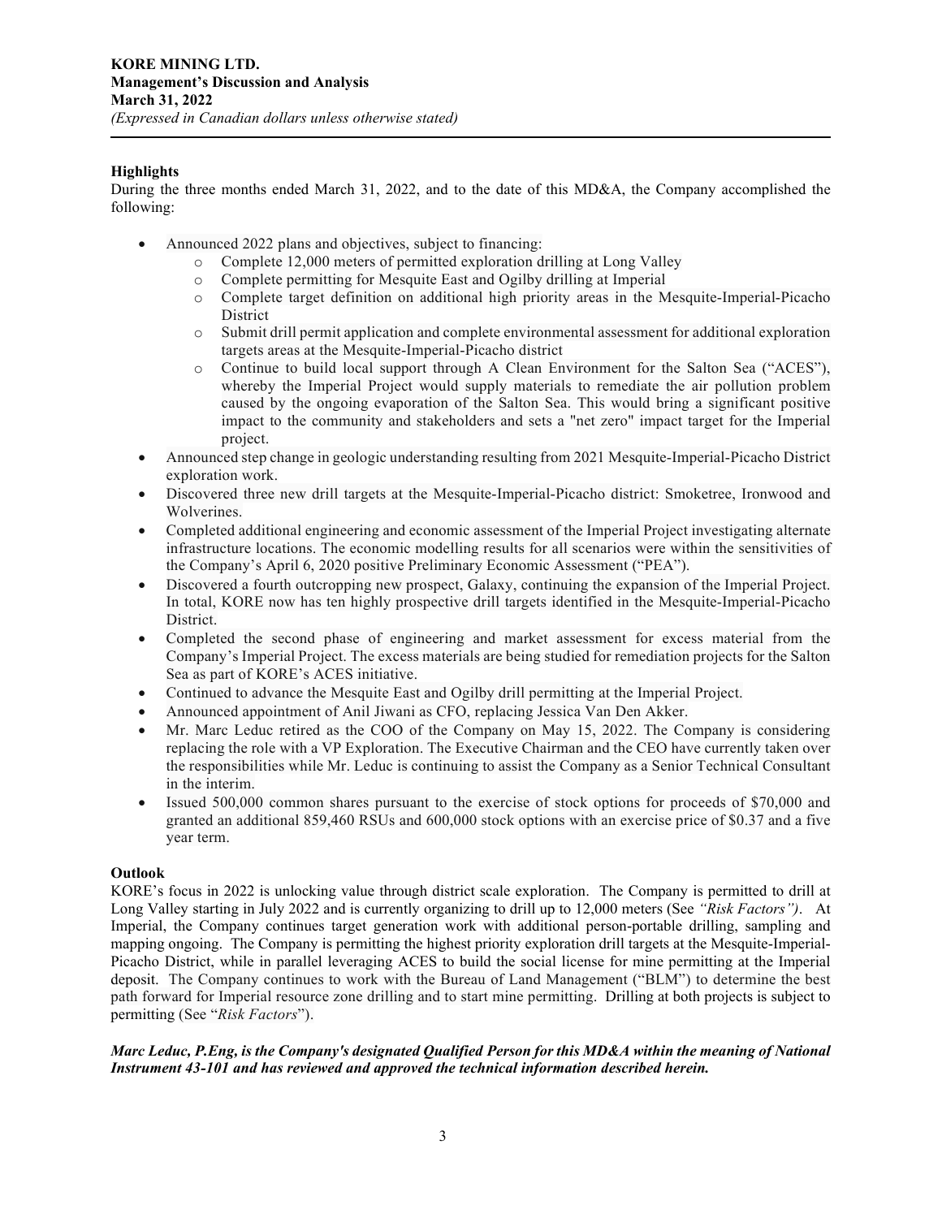**Highlights**

During the three months ended March 31, 2022, and to the date of this MD&A, the Company accomplished the following:

- Announced 2022 plans and objectives, subject to financing:
  - Complete 12,000 meters of permitted exploration drilling at Long Valley
  - Complete permitting for Mesquite East and Ogilby drilling at Imperial
  - Complete target definition on additional high priority areas in the Mesquite-Imperial-Picacho District
  - Submit drill permit application and complete environmental assessment for additional exploration targets areas at the Mesquite-Imperial-Picacho district
  - Continue to build local support through A Clean Environment for the Salton Sea ("ACES"), whereby the Imperial Project would supply materials to remediate the air pollution problem caused by the ongoing evaporation of the Salton Sea. This would bring a significant positive impact to the community and stakeholders and sets a "net zero" impact target for the Imperial project.
- Announced step change in geologic understanding resulting from 2021 Mesquite-Imperial-Picacho District exploration work.
- Discovered three new drill targets at the Mesquite-Imperial-Picacho district: Smoketree, Ironwood and Wolverines.
- Completed additional engineering and economic assessment of the Imperial Project investigating alternate infrastructure locations. The economic modelling results for all scenarios were within the sensitivities of the Company's April 6, 2020 positive Preliminary Economic Assessment ("PEA").
- Discovered a fourth outcropping new prospect, Galaxy, continuing the expansion of the Imperial Project. In total, KORE now has ten highly prospective drill targets identified in the Mesquite-Imperial-Picacho District.
- Completed the second phase of engineering and market assessment for excess material from the Company's Imperial Project. The excess materials are being studied for remediation projects for the Salton Sea as part of KORE's ACES initiative.
- Continued to advance the Mesquite East and Ogilby drill permitting at the Imperial Project.
- Announced appointment of Anil Jiwani as CFO, replacing Jessica Van Den Akker.
- Mr. Marc Leduc retired as the COO of the Company on May 15, 2022. The Company is considering replacing the role with a VP Exploration. The Executive Chairman and the CEO have currently taken over the responsibilities while Mr. Leduc is continuing to assist the Company as a Senior Technical Consultant in the interim.
- Issued 500,000 common shares pursuant to the exercise of stock options for proceeds of $70,000 and granted an additional 859,460 RSUs and 600,000 stock options with an exercise price of $0.37 and a five year term.

**Outlook**

KORE's focus in 2022 is unlocking value through district scale exploration. The Company is permitted to drill at Long Valley starting in July 2022 and is currently organizing to drill up to 12,000 meters (See *"Risk Factors")*. At Imperial, the Company continues target generation work with additional person-portable drilling, sampling and mapping ongoing. The Company is permitting the highest priority exploration drill targets at the Mesquite-Imperial-Picacho District, while in parallel leveraging ACES to build the social license for mine permitting at the Imperial deposit. The Company continues to work with the Bureau of Land Management ("BLM") to determine the best path forward for Imperial resource zone drilling and to start mine permitting. Drilling at both projects is subject to permitting (See "*Risk Factors*").

***Marc Leduc, P.Eng, is the Company's designated Qualified Person for this MD&A within the meaning of National Instrument 43-101 and has reviewed and approved the technical information described herein.***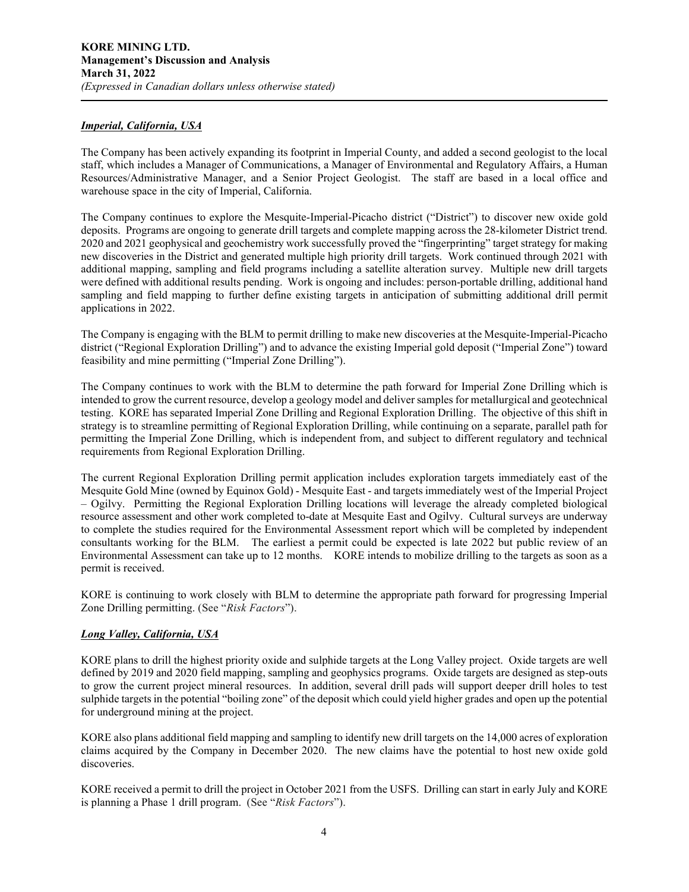### *Imperial, California, USA*

The Company has been actively expanding its footprint in Imperial County, and added a second geologist to the local staff, which includes a Manager of Communications, a Manager of Environmental and Regulatory Affairs, a Human Resources/Administrative Manager, and a Senior Project Geologist. The staff are based in a local office and warehouse space in the city of Imperial, California.

The Company continues to explore the Mesquite-Imperial-Picacho district ("District") to discover new oxide gold deposits. Programs are ongoing to generate drill targets and complete mapping across the 28-kilometer District trend. 2020 and 2021 geophysical and geochemistry work successfully proved the "fingerprinting" target strategy for making new discoveries in the District and generated multiple high priority drill targets. Work continued through 2021 with additional mapping, sampling and field programs including a satellite alteration survey. Multiple new drill targets were defined with additional results pending. Work is ongoing and includes: person-portable drilling, additional hand sampling and field mapping to further define existing targets in anticipation of submitting additional drill permit applications in 2022.

The Company is engaging with the BLM to permit drilling to make new discoveries at the Mesquite-Imperial-Picacho district ("Regional Exploration Drilling") and to advance the existing Imperial gold deposit ("Imperial Zone") toward feasibility and mine permitting ("Imperial Zone Drilling").

The Company continues to work with the BLM to determine the path forward for Imperial Zone Drilling which is intended to grow the current resource, develop a geology model and deliver samples for metallurgical and geotechnical testing. KORE has separated Imperial Zone Drilling and Regional Exploration Drilling. The objective of this shift in strategy is to streamline permitting of Regional Exploration Drilling, while continuing on a separate, parallel path for permitting the Imperial Zone Drilling, which is independent from, and subject to different regulatory and technical requirements from Regional Exploration Drilling.

The current Regional Exploration Drilling permit application includes exploration targets immediately east of the Mesquite Gold Mine (owned by Equinox Gold) - Mesquite East - and targets immediately west of the Imperial Project – Ogilvy. Permitting the Regional Exploration Drilling locations will leverage the already completed biological resource assessment and other work completed to-date at Mesquite East and Ogilvy. Cultural surveys are underway to complete the studies required for the Environmental Assessment report which will be completed by independent consultants working for the BLM. The earliest a permit could be expected is late 2022 but public review of an Environmental Assessment can take up to 12 months. KORE intends to mobilize drilling to the targets as soon as a permit is received.

KORE is continuing to work closely with BLM to determine the appropriate path forward for progressing Imperial Zone Drilling permitting. (See "*Risk Factors*").

### *Long Valley, California, USA*

KORE plans to drill the highest priority oxide and sulphide targets at the Long Valley project. Oxide targets are well defined by 2019 and 2020 field mapping, sampling and geophysics programs. Oxide targets are designed as step-outs to grow the current project mineral resources. In addition, several drill pads will support deeper drill holes to test sulphide targets in the potential "boiling zone" of the deposit which could yield higher grades and open up the potential for underground mining at the project.

KORE also plans additional field mapping and sampling to identify new drill targets on the 14,000 acres of exploration claims acquired by the Company in December 2020. The new claims have the potential to host new oxide gold discoveries.

KORE received a permit to drill the project in October 2021 from the USFS. Drilling can start in early July and KORE is planning a Phase 1 drill program. (See "*Risk Factors*").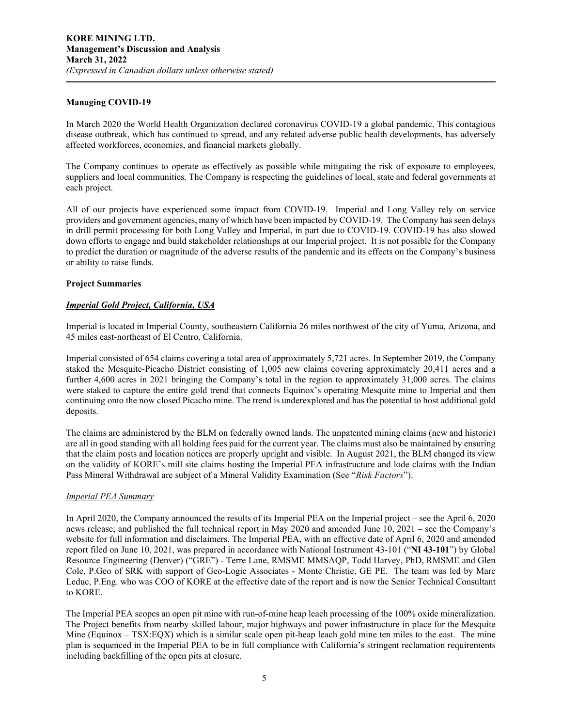**Managing COVID-19**

In March 2020 the World Health Organization declared coronavirus COVID-19 a global pandemic. This contagious disease outbreak, which has continued to spread, and any related adverse public health developments, has adversely affected workforces, economies, and financial markets globally.

The Company continues to operate as effectively as possible while mitigating the risk of exposure to employees, suppliers and local communities. The Company is respecting the guidelines of local, state and federal governments at each project.

All of our projects have experienced some impact from COVID-19. Imperial and Long Valley rely on service providers and government agencies, many of which have been impacted by COVID-19. The Company has seen delays in drill permit processing for both Long Valley and Imperial, in part due to COVID-19. COVID-19 has also slowed down efforts to engage and build stakeholder relationships at our Imperial project. It is not possible for the Company to predict the duration or magnitude of the adverse results of the pandemic and its effects on the Company's business or ability to raise funds.

**Project Summaries**

***<u>Imperial Gold Project, California, USA</u>***

Imperial is located in Imperial County, southeastern California 26 miles northwest of the city of Yuma, Arizona, and 45 miles east-northeast of El Centro, California.

Imperial consisted of 654 claims covering a total area of approximately 5,721 acres. In September 2019, the Company staked the Mesquite-Picacho District consisting of 1,005 new claims covering approximately 20,411 acres and a further 4,600 acres in 2021 bringing the Company's total in the region to approximately 31,000 acres. The claims were staked to capture the entire gold trend that connects Equinox's operating Mesquite mine to Imperial and then continuing onto the now closed Picacho mine. The trend is underexplored and has the potential to host additional gold deposits.

The claims are administered by the BLM on federally owned lands. The unpatented mining claims (new and historic) are all in good standing with all holding fees paid for the current year. The claims must also be maintained by ensuring that the claim posts and location notices are properly upright and visible. In August 2021, the BLM changed its view on the validity of KORE's mill site claims hosting the Imperial PEA infrastructure and lode claims with the Indian Pass Mineral Withdrawal are subject of a Mineral Validity Examination (See "*Risk Factors*").

*<u>Imperial PEA Summary</u>*

In April 2020, the Company announced the results of its Imperial PEA on the Imperial project – see the April 6, 2020 news release; and published the full technical report in May 2020 and amended June 10, 2021 – see the Company's website for full information and disclaimers. The Imperial PEA, with an effective date of April 6, 2020 and amended report filed on June 10, 2021, was prepared in accordance with National Instrument 43-101 ("**NI 43-101**") by Global Resource Engineering (Denver) ("GRE") - Terre Lane, RMSME MMSAQP, Todd Harvey, PhD, RMSME and Glen Cole, P.Geo of SRK with support of Geo-Logic Associates - Monte Christie, GE PE. The team was led by Marc Leduc, P.Eng. who was COO of KORE at the effective date of the report and is now the Senior Technical Consultant to KORE.

The Imperial PEA scopes an open pit mine with run-of-mine heap leach processing of the 100% oxide mineralization. The Project benefits from nearby skilled labour, major highways and power infrastructure in place for the Mesquite Mine (Equinox – TSX:EQX) which is a similar scale open pit-heap leach gold mine ten miles to the east. The mine plan is sequenced in the Imperial PEA to be in full compliance with California's stringent reclamation requirements including backfilling of the open pits at closure.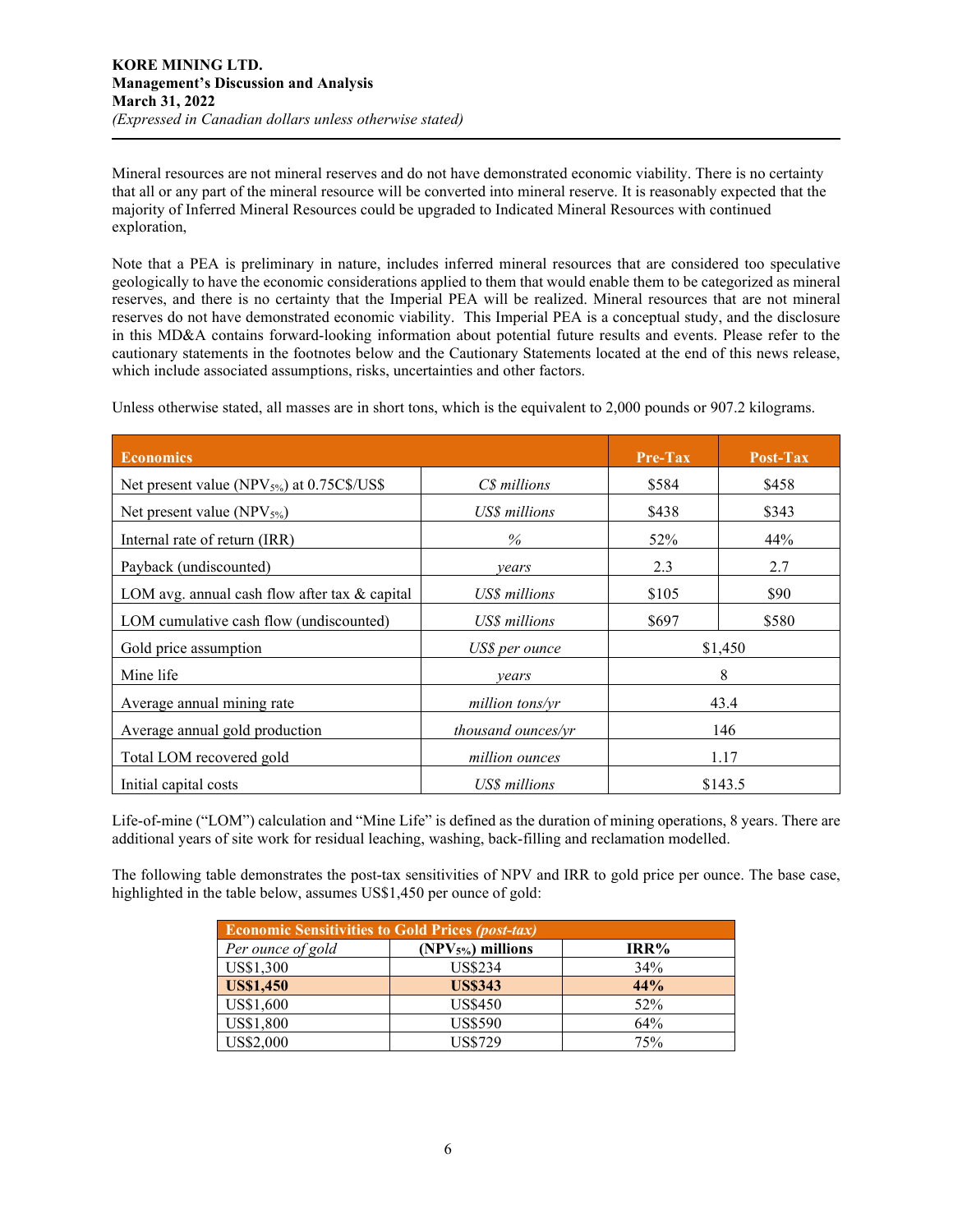Mineral resources are not mineral reserves and do not have demonstrated economic viability. There is no certainty that all or any part of the mineral resource will be converted into mineral reserve. It is reasonably expected that the majority of Inferred Mineral Resources could be upgraded to Indicated Mineral Resources with continued exploration,

Note that a PEA is preliminary in nature, includes inferred mineral resources that are considered too speculative geologically to have the economic considerations applied to them that would enable them to be categorized as mineral reserves, and there is no certainty that the Imperial PEA will be realized. Mineral resources that are not mineral reserves do not have demonstrated economic viability. This Imperial PEA is a conceptual study, and the disclosure in this MD&A contains forward-looking information about potential future results and events. Please refer to the cautionary statements in the footnotes below and the Cautionary Statements located at the end of this news release, which include associated assumptions, risks, uncertainties and other factors.

Unless otherwise stated, all masses are in short tons, which is the equivalent to 2,000 pounds or 907.2 kilograms.

| **Economics** | | **Pre-Tax** | **Post-Tax** |
|---|---|---|---|
| Net present value ($NPV_{5\%}$) at 0.75C$/US$ | *C$ millions* | $584 | $458 |
| Net present value ($NPV_{5\%}$) | *US$ millions* | $438 | $343 |
| Internal rate of return (IRR) | *%* | 52% | 44% |
| Payback (undiscounted) | *years* | 2.3 | 2.7 |
| LOM avg. annual cash flow after tax & capital | *US$ millions* | $105 | $90 |
| LOM cumulative cash flow (undiscounted) | *US$ millions* | $697 | $580 |
| Gold price assumption | *US$ per ounce* | $1,450 | |
| Mine life | *years* | 8 | |
| Average annual mining rate | *million tons/yr* | 43.4 | |
| Average annual gold production | *thousand ounces/yr* | 146 | |
| Total LOM recovered gold | *million ounces* | 1.17 | |
| Initial capital costs | *US$ millions* | $143.5 | |

Life-of-mine ("LOM") calculation and "Mine Life" is defined as the duration of mining operations, 8 years. There are additional years of site work for residual leaching, washing, back-filling and reclamation modelled.

The following table demonstrates the post-tax sensitivities of NPV and IRR to gold price per ounce. The base case, highlighted in the table below, assumes US$1,450 per ounce of gold:

| **Economic Sensitivities to Gold Prices *(post-tax)*** | | |
|---|---|---|
| *Per ounce of gold* | **($NPV_{5\%}$) millions** | **IRR%** |
| US$1,300 | US$234 | 34% |
| **US$1,450** | **US$343** | **44%** |
| US$1,600 | US$450 | 52% |
| US$1,800 | US$590 | 64% |
| US$2,000 | US$729 | 75% |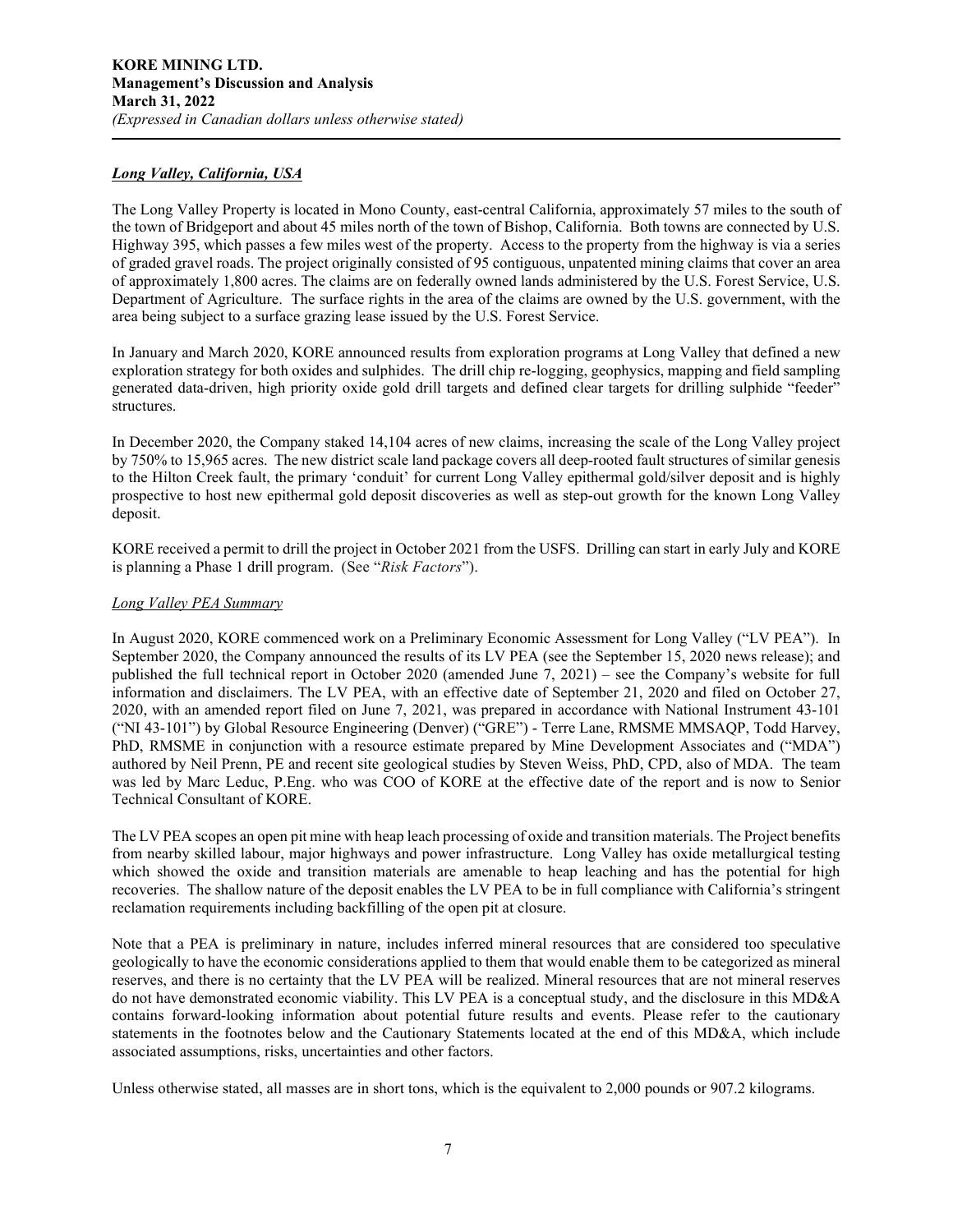***Long Valley, California, USA***

The Long Valley Property is located in Mono County, east-central California, approximately 57 miles to the south of the town of Bridgeport and about 45 miles north of the town of Bishop, California. Both towns are connected by U.S. Highway 395, which passes a few miles west of the property. Access to the property from the highway is via a series of graded gravel roads. The project originally consisted of 95 contiguous, unpatented mining claims that cover an area of approximately 1,800 acres. The claims are on federally owned lands administered by the U.S. Forest Service, U.S. Department of Agriculture. The surface rights in the area of the claims are owned by the U.S. government, with the area being subject to a surface grazing lease issued by the U.S. Forest Service.

In January and March 2020, KORE announced results from exploration programs at Long Valley that defined a new exploration strategy for both oxides and sulphides. The drill chip re-logging, geophysics, mapping and field sampling generated data-driven, high priority oxide gold drill targets and defined clear targets for drilling sulphide "feeder" structures.

In December 2020, the Company staked 14,104 acres of new claims, increasing the scale of the Long Valley project by 750% to 15,965 acres. The new district scale land package covers all deep-rooted fault structures of similar genesis to the Hilton Creek fault, the primary 'conduit' for current Long Valley epithermal gold/silver deposit and is highly prospective to host new epithermal gold deposit discoveries as well as step-out growth for the known Long Valley deposit.

KORE received a permit to drill the project in October 2021 from the USFS. Drilling can start in early July and KORE is planning a Phase 1 drill program. (See "*Risk Factors*").

*Long Valley PEA Summary*

In August 2020, KORE commenced work on a Preliminary Economic Assessment for Long Valley ("LV PEA"). In September 2020, the Company announced the results of its LV PEA (see the September 15, 2020 news release); and published the full technical report in October 2020 (amended June 7, 2021) – see the Company's website for full information and disclaimers. The LV PEA, with an effective date of September 21, 2020 and filed on October 27, 2020, with an amended report filed on June 7, 2021, was prepared in accordance with National Instrument 43-101 ("NI 43-101") by Global Resource Engineering (Denver) ("GRE") - Terre Lane, RMSME MMSAQP, Todd Harvey, PhD, RMSME in conjunction with a resource estimate prepared by Mine Development Associates and ("MDA") authored by Neil Prenn, PE and recent site geological studies by Steven Weiss, PhD, CPD, also of MDA. The team was led by Marc Leduc, P.Eng. who was COO of KORE at the effective date of the report and is now to Senior Technical Consultant of KORE.

The LV PEA scopes an open pit mine with heap leach processing of oxide and transition materials. The Project benefits from nearby skilled labour, major highways and power infrastructure. Long Valley has oxide metallurgical testing which showed the oxide and transition materials are amenable to heap leaching and has the potential for high recoveries. The shallow nature of the deposit enables the LV PEA to be in full compliance with California's stringent reclamation requirements including backfilling of the open pit at closure.

Note that a PEA is preliminary in nature, includes inferred mineral resources that are considered too speculative geologically to have the economic considerations applied to them that would enable them to be categorized as mineral reserves, and there is no certainty that the LV PEA will be realized. Mineral resources that are not mineral reserves do not have demonstrated economic viability. This LV PEA is a conceptual study, and the disclosure in this MD&A contains forward-looking information about potential future results and events. Please refer to the cautionary statements in the footnotes below and the Cautionary Statements located at the end of this MD&A, which include associated assumptions, risks, uncertainties and other factors.

Unless otherwise stated, all masses are in short tons, which is the equivalent to 2,000 pounds or 907.2 kilograms.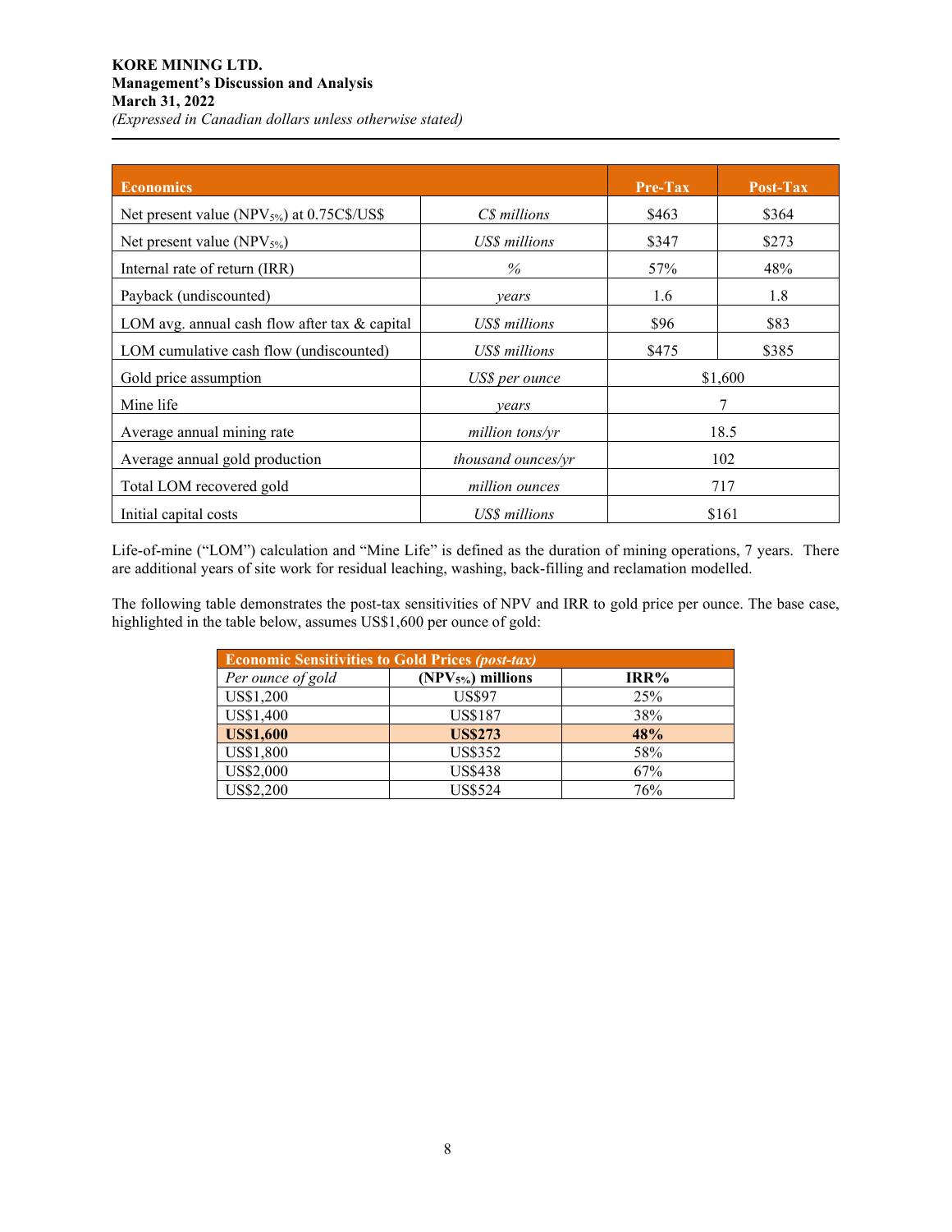| Economics | | Pre-Tax | Post-Tax |
|---|---|---|---|
| Net present value ($NPV_{5\%}$) at 0.75C$/US$ | *C$ millions* | $463 | $364 |
| Net present value ($NPV_{5\%}$) | *US$ millions* | $347 | $273 |
| Internal rate of return (IRR) | *%* | 57% | 48% |
| Payback (undiscounted) | *years* | 1.6 | 1.8 |
| LOM avg. annual cash flow after tax & capital | *US$ millions* | $96 | $83 |
| LOM cumulative cash flow (undiscounted) | *US$ millions* | $475 | $385 |
| Gold price assumption | *US$ per ounce* | $1,600 | |
| Mine life | *years* | 7 | |
| Average annual mining rate | *million tons/yr* | 18.5 | |
| Average annual gold production | *thousand ounces/yr* | 102 | |
| Total LOM recovered gold | *million ounces* | 717 | |
| Initial capital costs | *US$ millions* | $161 | |

Life-of-mine ("LOM") calculation and "Mine Life" is defined as the duration of mining operations, 7 years. There are additional years of site work for residual leaching, washing, back-filling and reclamation modelled.

The following table demonstrates the post-tax sensitivities of NPV and IRR to gold price per ounce. The base case, highlighted in the table below, assumes US$1,600 per ounce of gold:

| **Economic Sensitivities to Gold Prices *(post-tax)*** | | |
|---|---|---|
| *Per ounce of gold* | **($NPV_{5\%}$) millions** | **IRR%** |
| US$1,200 | US$97 | 25% |
| US$1,400 | US$187 | 38% |
| **US$1,600** | **US$273** | **48%** |
| US$1,800 | US$352 | 58% |
| US$2,000 | US$438 | 67% |
| US$2,200 | US$524 | 76% |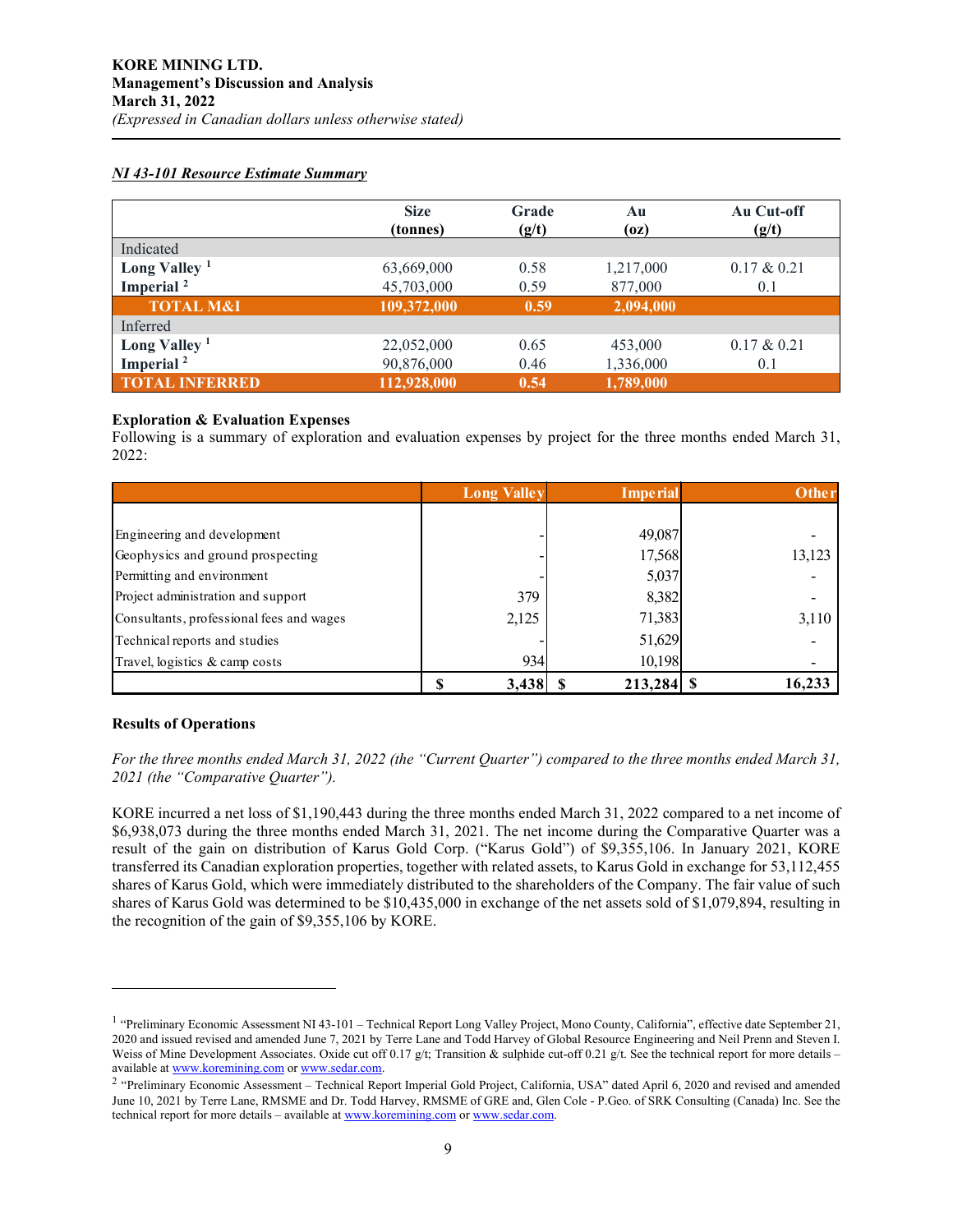### *NI 43-101 Resource Estimate Summary*

| | Size (tonnes) | Grade (g/t) | Au (oz) | Au Cut-off (g/t) |
|---|---|---|---|---|
| Indicated | | | | |
| **Long Valley [1]** | 63,669,000 | 0.58 | 1,217,000 | 0.17 & 0.21 |
| **Imperial [2]** | 45,703,000 | 0.59 | 877,000 | 0.1 |
| **TOTAL M&I** | **109,372,000** | **0.59** | **2,094,000** | |
| Inferred | | | | |
| **Long Valley [1]** | 22,052,000 | 0.65 | 453,000 | 0.17 & 0.21 |
| **Imperial [2]** | 90,876,000 | 0.46 | 1,336,000 | 0.1 |
| **TOTAL INFERRED** | **112,928,000** | **0.54** | **1,789,000** | |

**Exploration & Evaluation Expenses**

Following is a summary of exploration and evaluation expenses by project for the three months ended March 31, 2022:

| | Long Valley | Imperial | Other |
|---|---|---|---|
| Engineering and development | - | 49,087 | - |
| Geophysics and ground prospecting | - | 17,568 | 13,123 |
| Permitting and environment | - | 5,037 | - |
| Project administration and support | 379 | 8,382 | - |
| Consultants, professional fees and wages | 2,125 | 71,383 | 3,110 |
| Technical reports and studies | - | 51,629 | - |
| Travel, logistics & camp costs | 934 | 10,198 | - |
| | **$ 3,438** | **$ 213,284** | **$ 16,233** |

**Results of Operations**

*For the three months ended March 31, 2022 (the "Current Quarter") compared to the three months ended March 31, 2021 (the "Comparative Quarter").*

KORE incurred a net loss of $1,190,443 during the three months ended March 31, 2022 compared to a net income of $6,938,073 during the three months ended March 31, 2021. The net income during the Comparative Quarter was a result of the gain on distribution of Karus Gold Corp. ("Karus Gold") of $9,355,106. In January 2021, KORE transferred its Canadian exploration properties, together with related assets, to Karus Gold in exchange for 53,112,455 shares of Karus Gold, which were immediately distributed to the shareholders of the Company. The fair value of such shares of Karus Gold was determined to be $10,435,000 in exchange of the net assets sold of $1,079,894, resulting in the recognition of the gain of $9,355,106 by KORE.

---

[1] "Preliminary Economic Assessment NI 43-101 – Technical Report Long Valley Project, Mono County, California", effective date September 21, 2020 and issued revised and amended June 7, 2021 by Terre Lane and Todd Harvey of Global Resource Engineering and Neil Prenn and Steven I. Weiss of Mine Development Associates. Oxide cut off 0.17 g/t; Transition & sulphide cut-off 0.21 g/t. See the technical report for more details – available at www.koremining.com or www.sedar.com.

[2] "Preliminary Economic Assessment – Technical Report Imperial Gold Project, California, USA" dated April 6, 2020 and revised and amended June 10, 2021 by Terre Lane, RMSME and Dr. Todd Harvey, RMSME of GRE and, Glen Cole - P.Geo. of SRK Consulting (Canada) Inc. See the technical report for more details – available at www.koremining.com or www.sedar.com.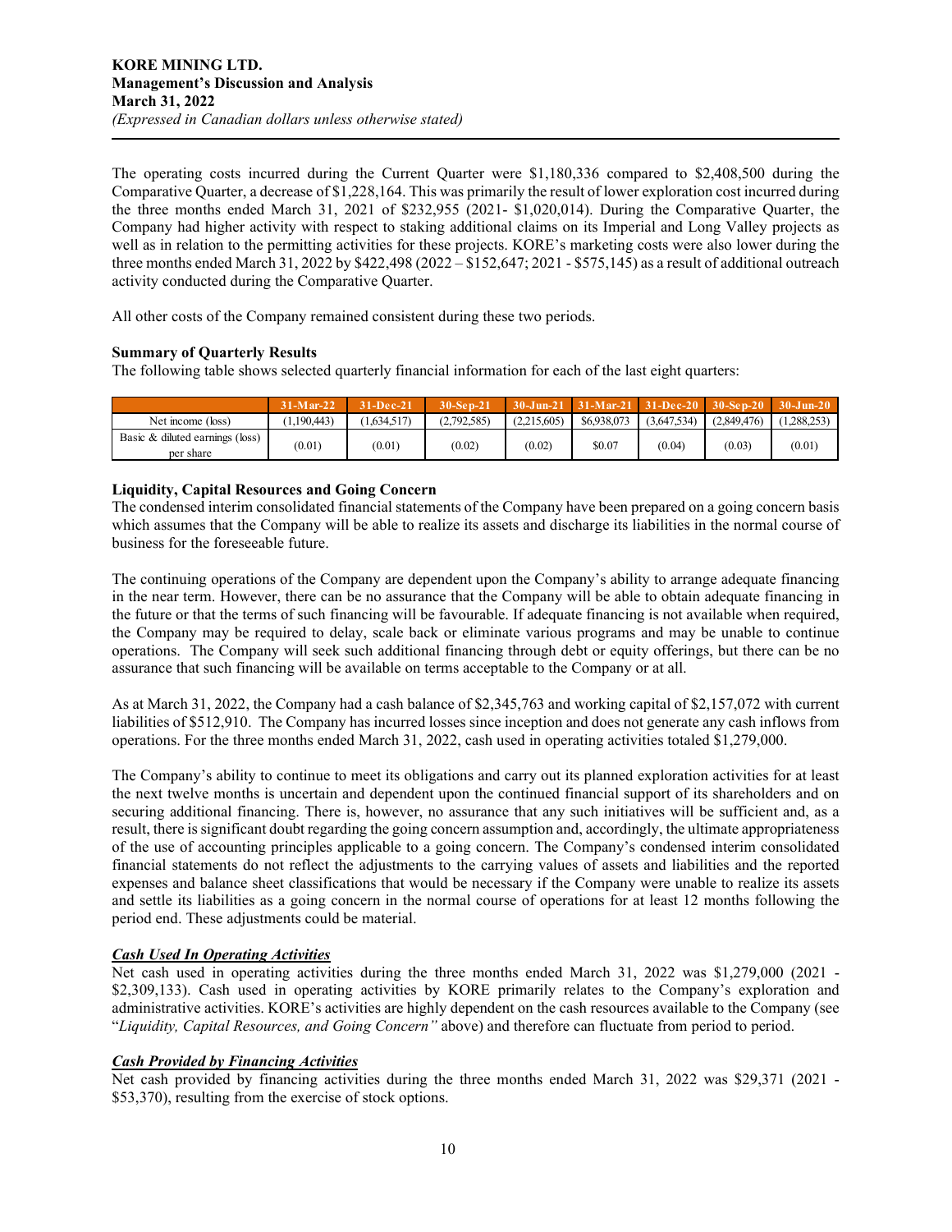The operating costs incurred during the Current Quarter were $1,180,336 compared to $2,408,500 during the Comparative Quarter, a decrease of $1,228,164. This was primarily the result of lower exploration cost incurred during the three months ended March 31, 2021 of $232,955 (2021- $1,020,014). During the Comparative Quarter, the Company had higher activity with respect to staking additional claims on its Imperial and Long Valley projects as well as in relation to the permitting activities for these projects. KORE's marketing costs were also lower during the three months ended March 31, 2022 by $422,498 (2022 – $152,647; 2021 - $575,145) as a result of additional outreach activity conducted during the Comparative Quarter.

All other costs of the Company remained consistent during these two periods.

**Summary of Quarterly Results**

The following table shows selected quarterly financial information for each of the last eight quarters:

| | 31-Mar-22 | 31-Dec-21 | 30-Sep-21 | 30-Jun-21 | 31-Mar-21 | 31-Dec-20 | 30-Sep-20 | 30-Jun-20 |
|---|---|---|---|---|---|---|---|---|
| Net income (loss) | (1,190,443) | (1,634,517) | (2,792,585) | (2,215,605) | $6,938,073 | (3,647,534) | (2,849,476) | (1,288,253) |
| Basic & diluted earnings (loss) per share | (0.01) | (0.01) | (0.02) | (0.02) | $0.07 | (0.04) | (0.03) | (0.01) |

**Liquidity, Capital Resources and Going Concern**

The condensed interim consolidated financial statements of the Company have been prepared on a going concern basis which assumes that the Company will be able to realize its assets and discharge its liabilities in the normal course of business for the foreseeable future.

The continuing operations of the Company are dependent upon the Company's ability to arrange adequate financing in the near term. However, there can be no assurance that the Company will be able to obtain adequate financing in the future or that the terms of such financing will be favourable. If adequate financing is not available when required, the Company may be required to delay, scale back or eliminate various programs and may be unable to continue operations. The Company will seek such additional financing through debt or equity offerings, but there can be no assurance that such financing will be available on terms acceptable to the Company or at all.

As at March 31, 2022, the Company had a cash balance of $2,345,763 and working capital of $2,157,072 with current liabilities of $512,910. The Company has incurred losses since inception and does not generate any cash inflows from operations. For the three months ended March 31, 2022, cash used in operating activities totaled $1,279,000.

The Company's ability to continue to meet its obligations and carry out its planned exploration activities for at least the next twelve months is uncertain and dependent upon the continued financial support of its shareholders and on securing additional financing. There is, however, no assurance that any such initiatives will be sufficient and, as a result, there is significant doubt regarding the going concern assumption and, accordingly, the ultimate appropriateness of the use of accounting principles applicable to a going concern. The Company's condensed interim consolidated financial statements do not reflect the adjustments to the carrying values of assets and liabilities and the reported expenses and balance sheet classifications that would be necessary if the Company were unable to realize its assets and settle its liabilities as a going concern in the normal course of operations for at least 12 months following the period end. These adjustments could be material.

***Cash Used In Operating Activities***

Net cash used in operating activities during the three months ended March 31, 2022 was $1,279,000 (2021 - $2,309,133). Cash used in operating activities by KORE primarily relates to the Company's exploration and administrative activities. KORE's activities are highly dependent on the cash resources available to the Company (see "*Liquidity, Capital Resources, and Going Concern"* above) and therefore can fluctuate from period to period.

***Cash Provided by Financing Activities***

Net cash provided by financing activities during the three months ended March 31, 2022 was $29,371 (2021 - $53,370), resulting from the exercise of stock options.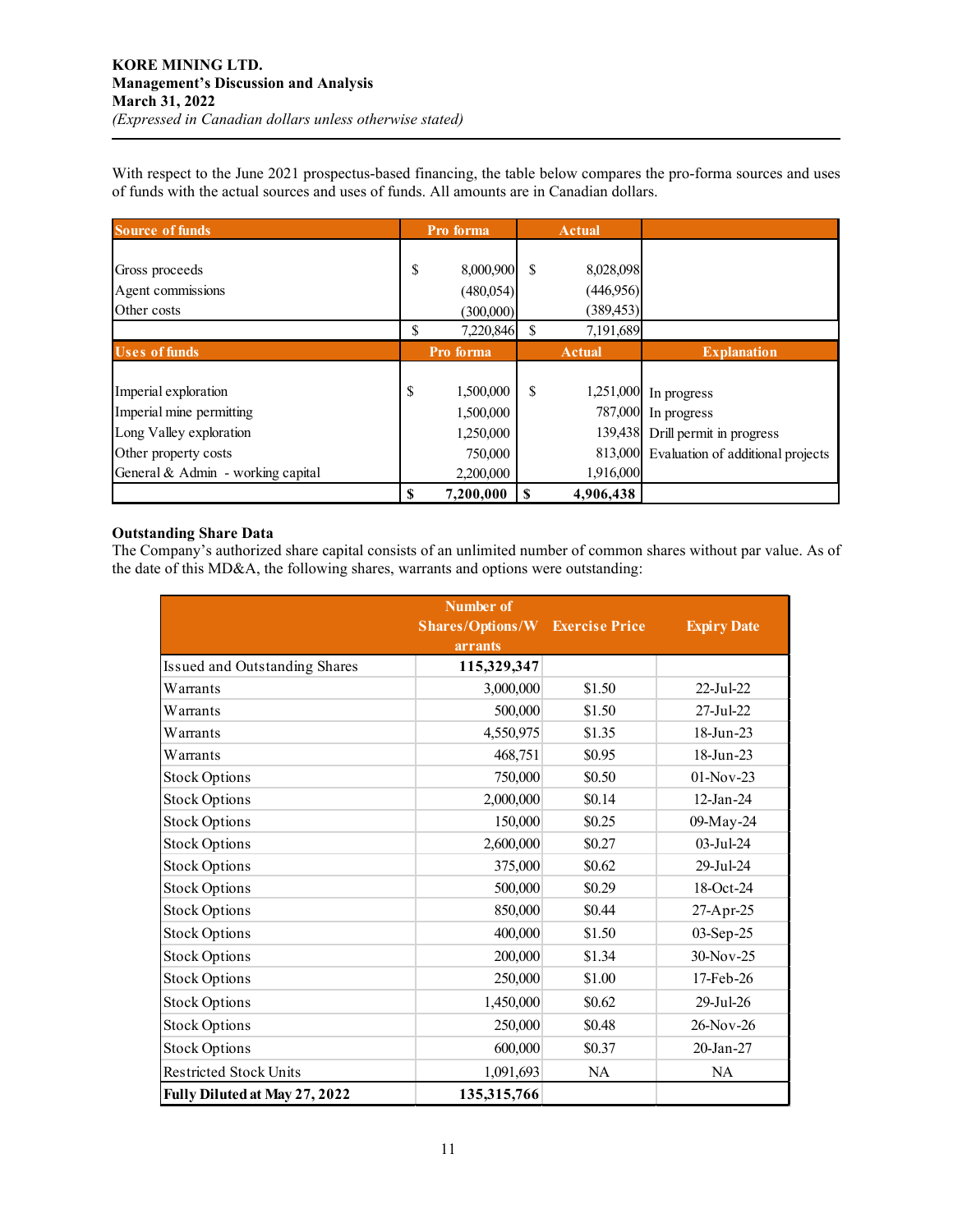With respect to the June 2021 prospectus-based financing, the table below compares the pro-forma sources and uses of funds with the actual sources and uses of funds. All amounts are in Canadian dollars.

| Source of funds | Pro forma | Actual | |
|---|---|---|---|
| Gross proceeds | $ 8,000,900 | $ 8,028,098 | |
| Agent commissions | (480,054) | (446,956) | |
| Other costs | (300,000) | (389,453) | |
| | $ 7,220,846 | $ 7,191,689 | |
| **Uses of funds** | **Pro forma** | **Actual** | **Explanation** |
| Imperial exploration | $ 1,500,000 | $ 1,251,000 | In progress |
| Imperial mine permitting | 1,500,000 | 787,000 | In progress |
| Long Valley exploration | 1,250,000 | 139,438 | Drill permit in progress |
| Other property costs | 750,000 | 813,000 | Evaluation of additional projects |
| General & Admin - working capital | 2,200,000 | 1,916,000 | |
| | **$ 7,200,000** | **$ 4,906,438** | |

**Outstanding Share Data**

The Company's authorized share capital consists of an unlimited number of common shares without par value. As of the date of this MD&A, the following shares, warrants and options were outstanding:

| | Number of Shares/Options/Warrants | Exercise Price | Expiry Date |
|---|---|---|---|
| Issued and Outstanding Shares | **115,329,347** | | |
| Warrants | 3,000,000 | $1.50 | 22-Jul-22 |
| Warrants | 500,000 | $1.50 | 27-Jul-22 |
| Warrants | 4,550,975 | $1.35 | 18-Jun-23 |
| Warrants | 468,751 | $0.95 | 18-Jun-23 |
| Stock Options | 750,000 | $0.50 | 01-Nov-23 |
| Stock Options | 2,000,000 | $0.14 | 12-Jan-24 |
| Stock Options | 150,000 | $0.25 | 09-May-24 |
| Stock Options | 2,600,000 | $0.27 | 03-Jul-24 |
| Stock Options | 375,000 | $0.62 | 29-Jul-24 |
| Stock Options | 500,000 | $0.29 | 18-Oct-24 |
| Stock Options | 850,000 | $0.44 | 27-Apr-25 |
| Stock Options | 400,000 | $1.50 | 03-Sep-25 |
| Stock Options | 200,000 | $1.34 | 30-Nov-25 |
| Stock Options | 250,000 | $1.00 | 17-Feb-26 |
| Stock Options | 1,450,000 | $0.62 | 29-Jul-26 |
| Stock Options | 250,000 | $0.48 | 26-Nov-26 |
| Stock Options | 600,000 | $0.37 | 20-Jan-27 |
| Restricted Stock Units | 1,091,693 | NA | NA |
| **Fully Diluted at May 27, 2022** | **135,315,766** | | |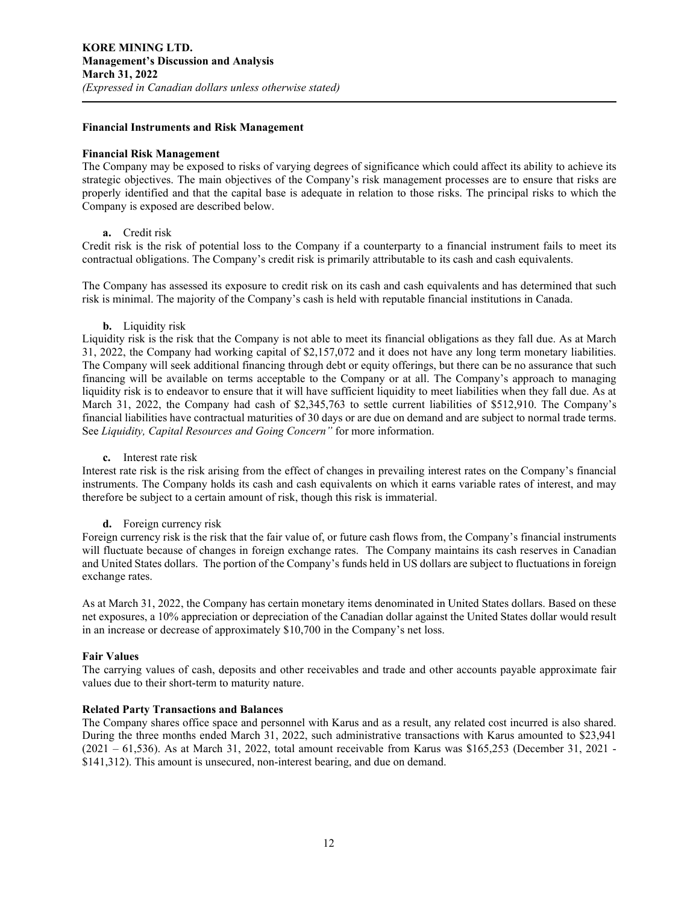## Financial Instruments and Risk Management

### Financial Risk Management

The Company may be exposed to risks of varying degrees of significance which could affect its ability to achieve its strategic objectives. The main objectives of the Company's risk management processes are to ensure that risks are properly identified and that the capital base is adequate in relation to those risks. The principal risks to which the Company is exposed are described below.

**a.** Credit risk

Credit risk is the risk of potential loss to the Company if a counterparty to a financial instrument fails to meet its contractual obligations. The Company's credit risk is primarily attributable to its cash and cash equivalents.

The Company has assessed its exposure to credit risk on its cash and cash equivalents and has determined that such risk is minimal. The majority of the Company's cash is held with reputable financial institutions in Canada.

**b.** Liquidity risk

Liquidity risk is the risk that the Company is not able to meet its financial obligations as they fall due. As at March 31, 2022, the Company had working capital of $2,157,072 and it does not have any long term monetary liabilities. The Company will seek additional financing through debt or equity offerings, but there can be no assurance that such financing will be available on terms acceptable to the Company or at all. The Company's approach to managing liquidity risk is to endeavor to ensure that it will have sufficient liquidity to meet liabilities when they fall due. As at March 31, 2022, the Company had cash of $2,345,763 to settle current liabilities of $512,910. The Company's financial liabilities have contractual maturities of 30 days or are due on demand and are subject to normal trade terms. See *Liquidity, Capital Resources and Going Concern"* for more information.

**c.** Interest rate risk

Interest rate risk is the risk arising from the effect of changes in prevailing interest rates on the Company's financial instruments. The Company holds its cash and cash equivalents on which it earns variable rates of interest, and may therefore be subject to a certain amount of risk, though this risk is immaterial.

**d.** Foreign currency risk

Foreign currency risk is the risk that the fair value of, or future cash flows from, the Company's financial instruments will fluctuate because of changes in foreign exchange rates. The Company maintains its cash reserves in Canadian and United States dollars. The portion of the Company's funds held in US dollars are subject to fluctuations in foreign exchange rates.

As at March 31, 2022, the Company has certain monetary items denominated in United States dollars. Based on these net exposures, a 10% appreciation or depreciation of the Canadian dollar against the United States dollar would result in an increase or decrease of approximately $10,700 in the Company's net loss.

### Fair Values

The carrying values of cash, deposits and other receivables and trade and other accounts payable approximate fair values due to their short-term to maturity nature.

### Related Party Transactions and Balances

The Company shares office space and personnel with Karus and as a result, any related cost incurred is also shared. During the three months ended March 31, 2022, such administrative transactions with Karus amounted to $23,941 (2021 – 61,536). As at March 31, 2022, total amount receivable from Karus was $165,253 (December 31, 2021 - $141,312). This amount is unsecured, non-interest bearing, and due on demand.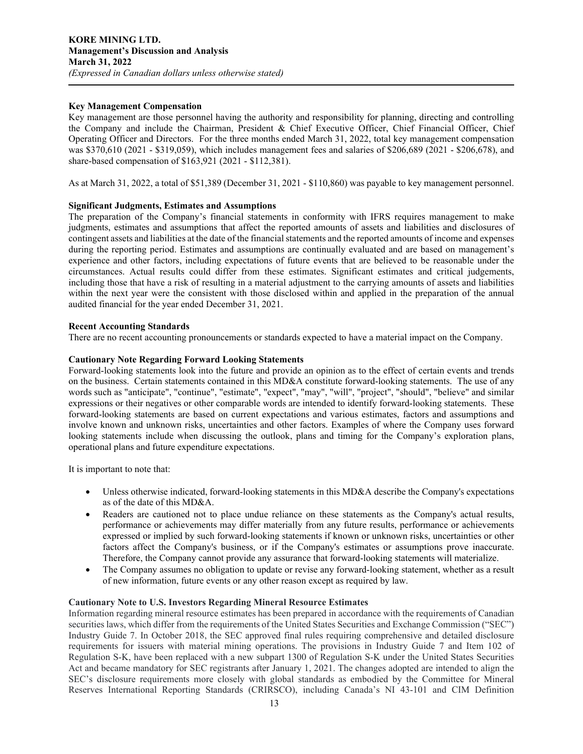### Key Management Compensation

Key management are those personnel having the authority and responsibility for planning, directing and controlling the Company and include the Chairman, President & Chief Executive Officer, Chief Financial Officer, Chief Operating Officer and Directors. For the three months ended March 31, 2022, total key management compensation was $370,610 (2021 - $319,059), which includes management fees and salaries of $206,689 (2021 - $206,678), and share-based compensation of $163,921 (2021 - $112,381).

As at March 31, 2022, a total of $51,389 (December 31, 2021 - $110,860) was payable to key management personnel.

### Significant Judgments, Estimates and Assumptions

The preparation of the Company's financial statements in conformity with IFRS requires management to make judgments, estimates and assumptions that affect the reported amounts of assets and liabilities and disclosures of contingent assets and liabilities at the date of the financial statements and the reported amounts of income and expenses during the reporting period. Estimates and assumptions are continually evaluated and are based on management's experience and other factors, including expectations of future events that are believed to be reasonable under the circumstances. Actual results could differ from these estimates. Significant estimates and critical judgements, including those that have a risk of resulting in a material adjustment to the carrying amounts of assets and liabilities within the next year were the consistent with those disclosed within and applied in the preparation of the annual audited financial for the year ended December 31, 2021.

### Recent Accounting Standards

There are no recent accounting pronouncements or standards expected to have a material impact on the Company.

### Cautionary Note Regarding Forward Looking Statements

Forward-looking statements look into the future and provide an opinion as to the effect of certain events and trends on the business. Certain statements contained in this MD&A constitute forward-looking statements. The use of any words such as "anticipate", "continue", "estimate", "expect", "may", "will", "project", "should", "believe" and similar expressions or their negatives or other comparable words are intended to identify forward-looking statements. These forward-looking statements are based on current expectations and various estimates, factors and assumptions and involve known and unknown risks, uncertainties and other factors. Examples of where the Company uses forward looking statements include when discussing the outlook, plans and timing for the Company's exploration plans, operational plans and future expenditure expectations.

It is important to note that:

- Unless otherwise indicated, forward-looking statements in this MD&A describe the Company's expectations as of the date of this MD&A.
- Readers are cautioned not to place undue reliance on these statements as the Company's actual results, performance or achievements may differ materially from any future results, performance or achievements expressed or implied by such forward-looking statements if known or unknown risks, uncertainties or other factors affect the Company's business, or if the Company's estimates or assumptions prove inaccurate. Therefore, the Company cannot provide any assurance that forward-looking statements will materialize.
- The Company assumes no obligation to update or revise any forward-looking statement, whether as a result of new information, future events or any other reason except as required by law.

### Cautionary Note to U.S. Investors Regarding Mineral Resource Estimates

Information regarding mineral resource estimates has been prepared in accordance with the requirements of Canadian securities laws, which differ from the requirements of the United States Securities and Exchange Commission ("SEC") Industry Guide 7. In October 2018, the SEC approved final rules requiring comprehensive and detailed disclosure requirements for issuers with material mining operations. The provisions in Industry Guide 7 and Item 102 of Regulation S-K, have been replaced with a new subpart 1300 of Regulation S-K under the United States Securities Act and became mandatory for SEC registrants after January 1, 2021. The changes adopted are intended to align the SEC's disclosure requirements more closely with global standards as embodied by the Committee for Mineral Reserves International Reporting Standards (CRIRSCO), including Canada's NI 43-101 and CIM Definition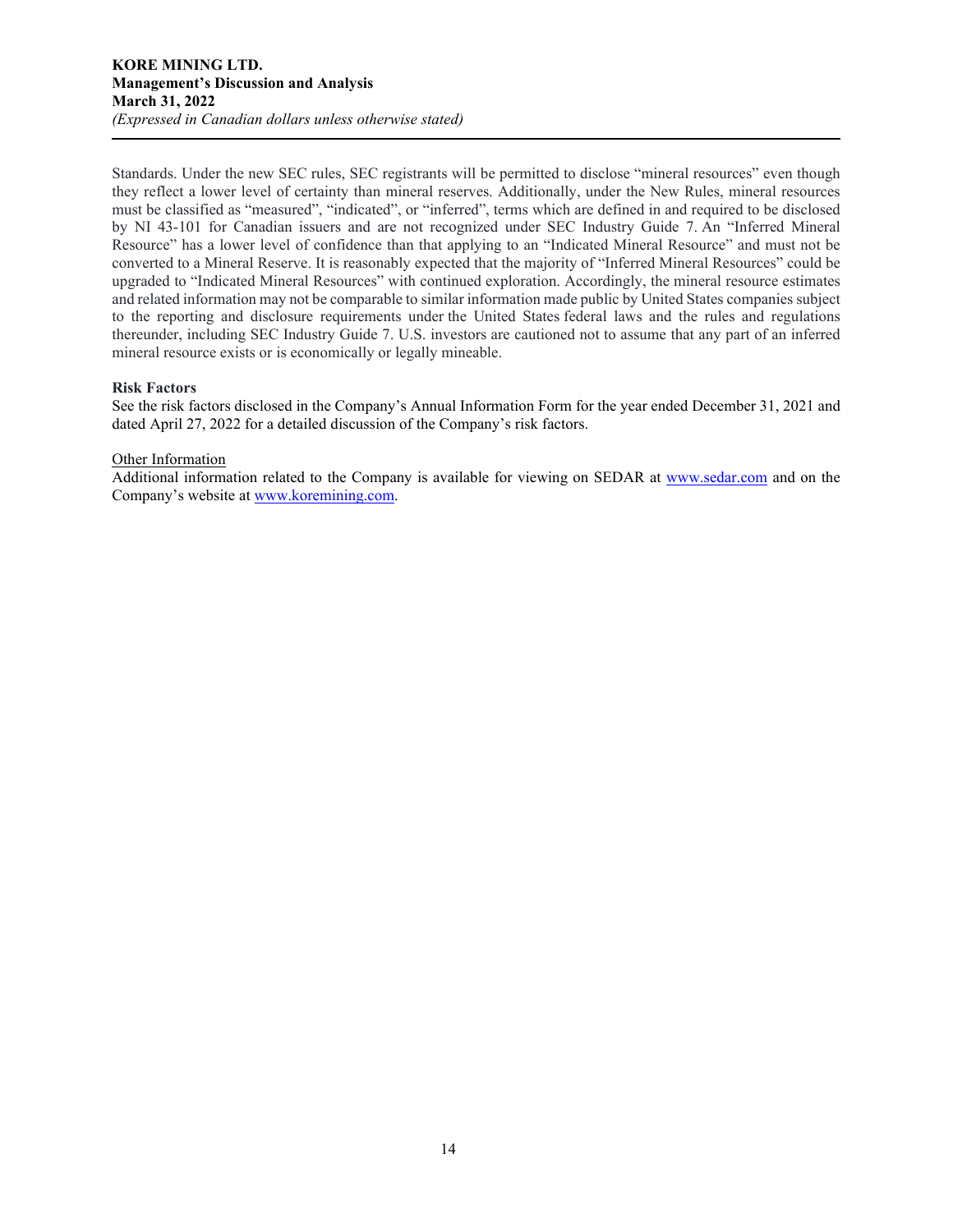Standards. Under the new SEC rules, SEC registrants will be permitted to disclose "mineral resources" even though they reflect a lower level of certainty than mineral reserves. Additionally, under the New Rules, mineral resources must be classified as "measured", "indicated", or "inferred", terms which are defined in and required to be disclosed by NI 43-101 for Canadian issuers and are not recognized under SEC Industry Guide 7. An "Inferred Mineral Resource" has a lower level of confidence than that applying to an "Indicated Mineral Resource" and must not be converted to a Mineral Reserve. It is reasonably expected that the majority of "Inferred Mineral Resources" could be upgraded to "Indicated Mineral Resources" with continued exploration. Accordingly, the mineral resource estimates and related information may not be comparable to similar information made public by United States companies subject to the reporting and disclosure requirements under the United States federal laws and the rules and regulations thereunder, including SEC Industry Guide 7. U.S. investors are cautioned not to assume that any part of an inferred mineral resource exists or is economically or legally mineable.

**Risk Factors**

See the risk factors disclosed in the Company's Annual Information Form for the year ended December 31, 2021 and dated April 27, 2022 for a detailed discussion of the Company's risk factors.

Other Information

Additional information related to the Company is available for viewing on SEDAR at www.sedar.com and on the Company's website at www.koremining.com.